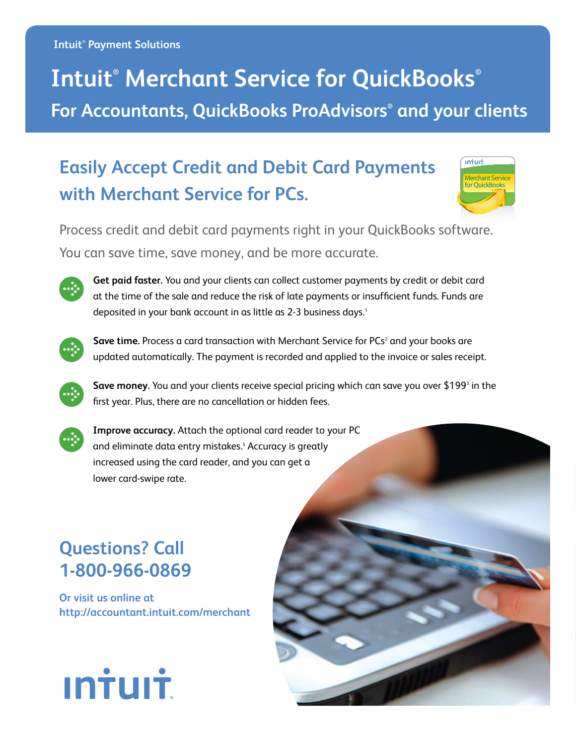Intuit® Payment Solutions

# Intuit® Merchant Service for QuickBooks®

## For Accountants, QuickBooks ProAdvisors® and your clients

## Easily Accept Credit and Debit Card Payments with Merchant Service for PCs.

Process credit and debit card payments right in your QuickBooks software. You can save time, save money, and be more accurate.

- **Get paid faster.** You and your clients can collect customer payments by credit or debit card at the time of the sale and reduce the risk of late payments or insufficient funds. Funds are deposited in your bank account in as little as 2-3 business days.[1]

- **Save time.** Process a card transaction with Merchant Service for PCs[2] and your books are updated automatically. The payment is recorded and applied to the invoice or sales receipt.

- **Save money.** You and your clients receive special pricing which can save you over $199[3] in the first year. Plus, there are no cancellation or hidden fees.

- **Improve accuracy.** Attach the optional card reader to your PC and eliminate data entry mistakes.[5] Accuracy is greatly increased using the card reader, and you can get a lower card-swipe rate.

## Questions? Call 1-800-966-0869

**Or visit us online at http://accountant.intuit.com/merchant**

intuit.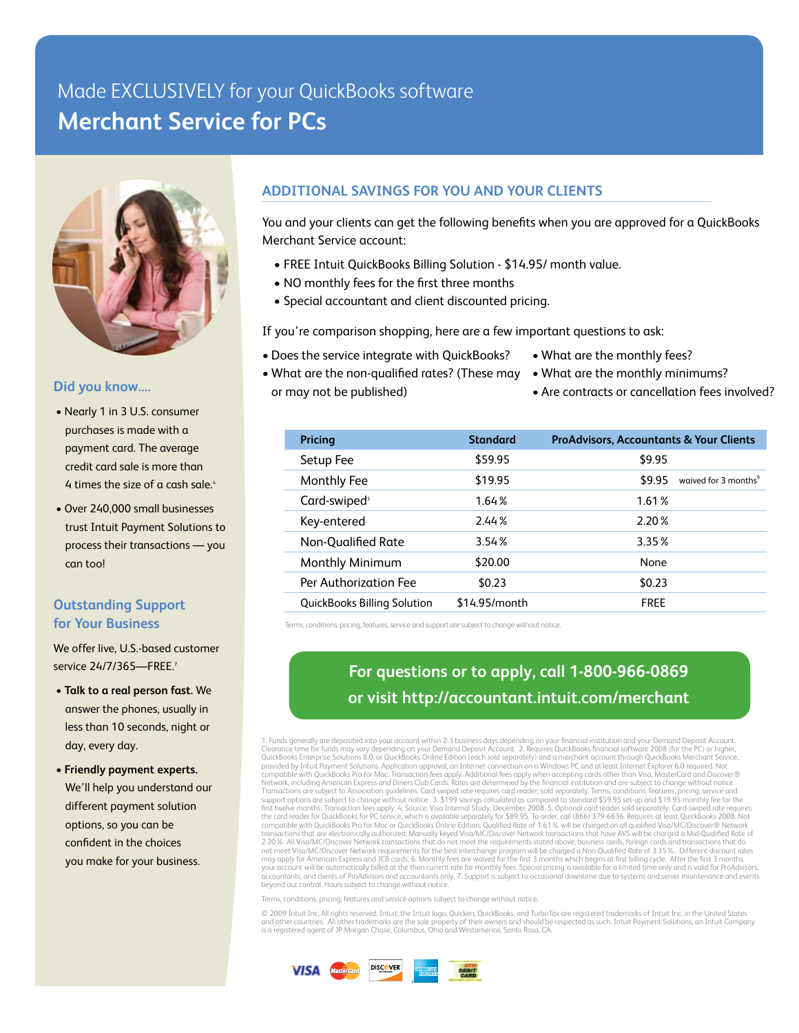Made EXCLUSIVELY for your QuickBooks software

# Merchant Service for PCs

## Did you know....

- Nearly 1 in 3 U.S. consumer purchases is made with a payment card. The average credit card sale is more than 4 times the size of a cash sale.[4]
- Over 240,000 small businesses trust Intuit Payment Solutions to process their transactions — you can too!

## Outstanding Support for Your Business

We offer live, U.S.-based customer service 24/7/365—FREE.[7]

- **Talk to a real person fast.** We answer the phones, usually in less than 10 seconds, night or day, every day.
- **Friendly payment experts.** We'll help you understand our different payment solution options, so you can be confident in the choices you make for your business.

## ADDITIONAL SAVINGS FOR YOU AND YOUR CLIENTS

You and your clients can get the following benefits when you are approved for a QuickBooks Merchant Service account:

- FREE Intuit QuickBooks Billing Solution - $14.95/ month value.
- NO monthly fees for the first three months
- Special accountant and client discounted pricing.

If you're comparison shopping, here are a few important questions to ask:

- Does the service integrate with QuickBooks?
- What are the non-qualified rates? (These may or may not be published)
- What are the monthly fees?
- What are the monthly minimums?
- Are contracts or cancellation fees involved?

| Pricing | Standard | ProAdvisors, Accountants & Your Clients |
|---|---|---|
| Setup Fee | $59.95 | $9.95 |
| Monthly Fee | $19.95 | $9.95 waived for 3 months[6] |
| Card-swiped[5] | 1.64% | 1.61% |
| Key-entered | 2.44% | 2.20% |
| Non-Qualified Rate | 3.54% | 3.35% |
| Monthly Minimum | $20.00 | None |
| Per Authorization Fee | $0.23 | $0.23 |
| QuickBooks Billing Solution | $14.95/month | FREE |

Terms, conditions, pricing, features, service and support are subject to change without notice.

**For questions or to apply, call 1-800-966-0869 or visit http://accountant.intuit.com/merchant**

1. Funds generally are deposited into your account within 2-3 business days depending on your financial institution and your Demand Deposit Account. Clearance time for funds may vary depending on your Demand Deposit Account. 2. Requires QuickBooks financial software 2008 (for the PC) or higher, QuickBooks Enterprise Solutions 8.0, or QuickBooks Online Edition (each sold separately) and a merchant account through QuickBooks Merchant Service, provided by Intuit Payment Solutions. Application approval, an Internet connection on a Windows PC and at least Internet Explorer 6.0 required. Not compatible with QuickBooks Pro for Mac. Transaction fees apply. Additional fees apply when accepting cards other than Visa, MasterCard and Discover® Network, including American Express and Diners Club Cards. Rates are determined by the financial institution and are subject to change without notice. Transactions are subject to Association guidelines. Card swiped rate requires card reader; sold separately. Terms, conditions, features, pricing, service and support options are subject to change without notice. 3. $199 savings calculated as compared to standard $59.95 set-up and $19.95 monthly fee for the first twelve months. Transaction fees apply. 4. Source: Visa Internal Study, December 2008. 5. Optional card reader sold separately. Card-swiped rate requires the card reader for QuickBooks for PC service, which is available separately for $89.95. To order, call (866) 379-6636. Requires at least QuickBooks 2008. Not compatible with QuickBooks Pro for Mac or QuickBooks Online Edition. Qualified Rate of 1.61% will be charged on all qualified Visa/MC/Discover® Network transactions that are electronically authorized. Manually keyed Visa/MC/Discover Network transactions that have AVS will be charged a Mid-Qualified Rate of 2.20%. All Visa/MC/Discover Network transactions that do not meet the requirements stated above, business cards, foreign cards and transactions that do not meet Visa/MC/Discover Network requirements for the best interchange program will be charged a Non-Qualified Rate of 3.35%. Different discount rates may apply for American Express and JCB cards. 6. Monthly fees are waived for the first 3 months which begins at first billing cycle. After the first 3 months, your account will be automatically billed at the then current rate for monthly fees. Special pricing is available for a limited time only and is valid for ProAdvisors, accountants, and clients of ProAdvisors and accountants only. 7. Support is subject to occasional downtime due to systems and server maintenance and events beyond our control. Hours subject to change without notice.

Terms, conditions, pricing, features and service options subject to change without notice.

© 2009 Intuit Inc. All rights reserved. Intuit, the Intuit logo, Quicken, QuickBooks, and TurboTax are registered trademarks of Intuit Inc. in the United States and other countries. All other trademarks are the sole property of their owners and should be respected as such. Intuit Payment Solutions, an Intuit Company is a registered agent of JP Morgan Chase, Columbus, Ohio and Westamerica, Santa Rosa, CA.